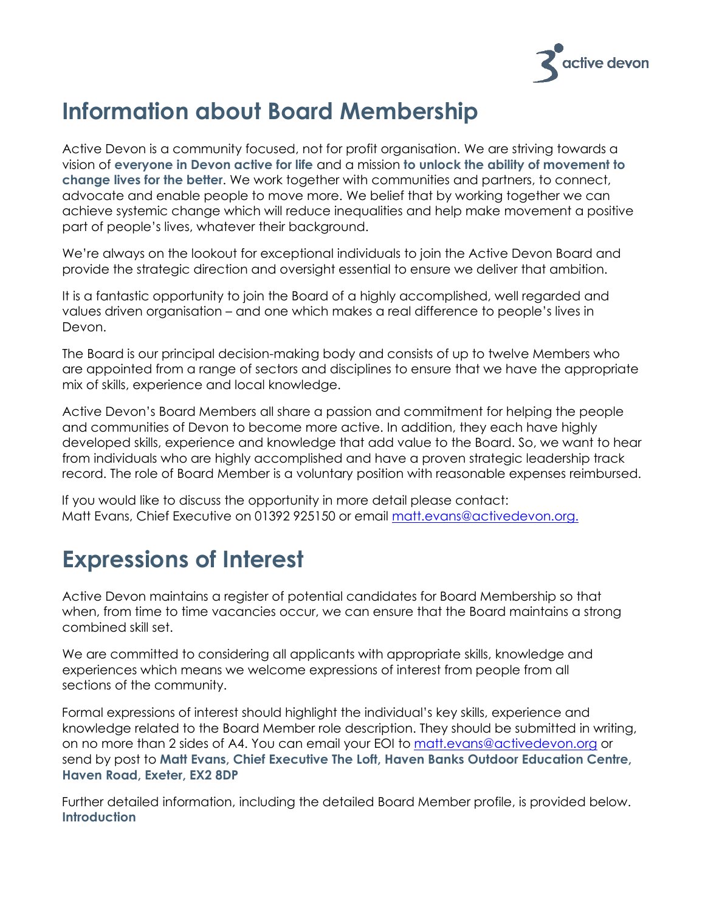# Information about Board Membership

Active Devon is a community focused, not for profit organisation. We are striving towards a vision of **everyone in Devon active for life** and a mission **to unlock the ability of movement to change lives for the better**. We work together with communities and partners, to connect, advocate and enable people to move more. We belief that by working together we can achieve systemic change which will reduce inequalities and help make movement a positive part of people's lives, whatever their background.

We're always on the lookout for exceptional individuals to join the Active Devon Board and provide the strategic direction and oversight essential to ensure we deliver that ambition.

It is a fantastic opportunity to join the Board of a highly accomplished, well regarded and values driven organisation – and one which makes a real difference to people's lives in Devon.

The Board is our principal decision-making body and consists of up to twelve Members who are appointed from a range of sectors and disciplines to ensure that we have the appropriate mix of skills, experience and local knowledge.

Active Devon's Board Members all share a passion and commitment for helping the people and communities of Devon to become more active. In addition, they each have highly developed skills, experience and knowledge that add value to the Board. So, we want to hear from individuals who are highly accomplished and have a proven strategic leadership track record. The role of Board Member is a voluntary position with reasonable expenses reimbursed.

If you would like to discuss the opportunity in more detail please contact:
Matt Evans, Chief Executive on 01392 925150 or email [matt.evans@activedevon.org.](mailto:matt.evans@activedevon.org)

# Expressions of Interest

Active Devon maintains a register of potential candidates for Board Membership so that when, from time to time vacancies occur, we can ensure that the Board maintains a strong combined skill set.

We are committed to considering all applicants with appropriate skills, knowledge and experiences which means we welcome expressions of interest from people from all sections of the community.

Formal expressions of interest should highlight the individual's key skills, experience and knowledge related to the Board Member role description. They should be submitted in writing, on no more than 2 sides of A4. You can email your EOI to [matt.evans@activedevon.org](mailto:matt.evans@activedevon.org) or send by post to **Matt Evans, Chief Executive The Loft, Haven Banks Outdoor Education Centre, Haven Road, Exeter, EX2 8DP**

Further detailed information, including the detailed Board Member profile, is provided below.

**Introduction**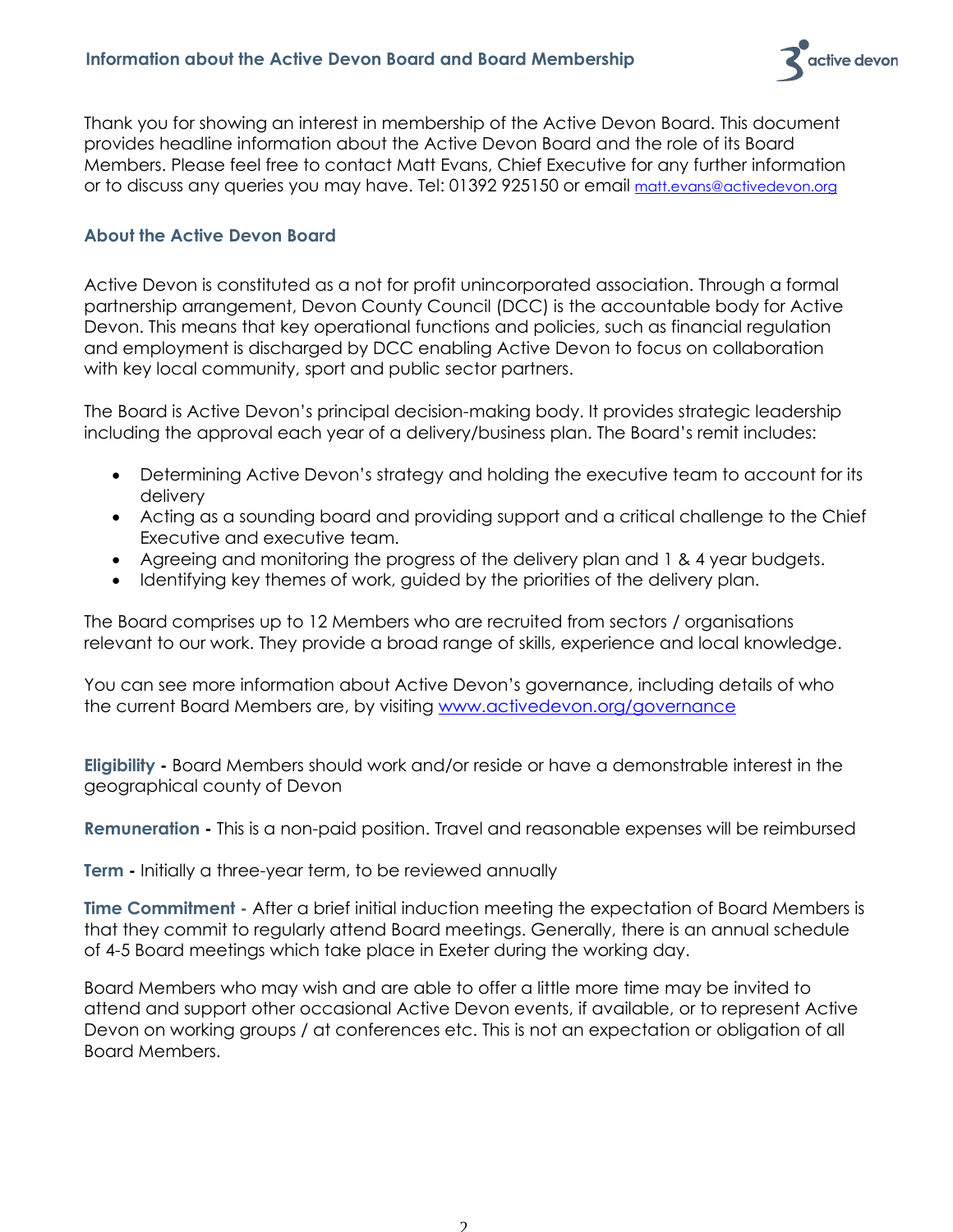Thank you for showing an interest in membership of the Active Devon Board. This document provides headline information about the Active Devon Board and the role of its Board Members. Please feel free to contact Matt Evans, Chief Executive for any further information or to discuss any queries you may have. Tel: 01392 925150 or email matt.evans@activedevon.org

## About the Active Devon Board

Active Devon is constituted as a not for profit unincorporated association. Through a formal partnership arrangement, Devon County Council (DCC) is the accountable body for Active Devon. This means that key operational functions and policies, such as financial regulation and employment is discharged by DCC enabling Active Devon to focus on collaboration with key local community, sport and public sector partners.

The Board is Active Devon's principal decision-making body. It provides strategic leadership including the approval each year of a delivery/business plan. The Board's remit includes:

- Determining Active Devon's strategy and holding the executive team to account for its delivery
- Acting as a sounding board and providing support and a critical challenge to the Chief Executive and executive team.
- Agreeing and monitoring the progress of the delivery plan and 1 & 4 year budgets.
- Identifying key themes of work, guided by the priorities of the delivery plan.

The Board comprises up to 12 Members who are recruited from sectors / organisations relevant to our work. They provide a broad range of skills, experience and local knowledge.

You can see more information about Active Devon's governance, including details of who the current Board Members are, by visiting www.activedevon.org/governance

**Eligibility -** Board Members should work and/or reside or have a demonstrable interest in the geographical county of Devon

**Remuneration -** This is a non-paid position. Travel and reasonable expenses will be reimbursed

**Term -** Initially a three-year term, to be reviewed annually

**Time Commitment -** After a brief initial induction meeting the expectation of Board Members is that they commit to regularly attend Board meetings. Generally, there is an annual schedule of 4-5 Board meetings which take place in Exeter during the working day.

Board Members who may wish and are able to offer a little more time may be invited to attend and support other occasional Active Devon events, if available, or to represent Active Devon on working groups / at conferences etc. This is not an expectation or obligation of all Board Members.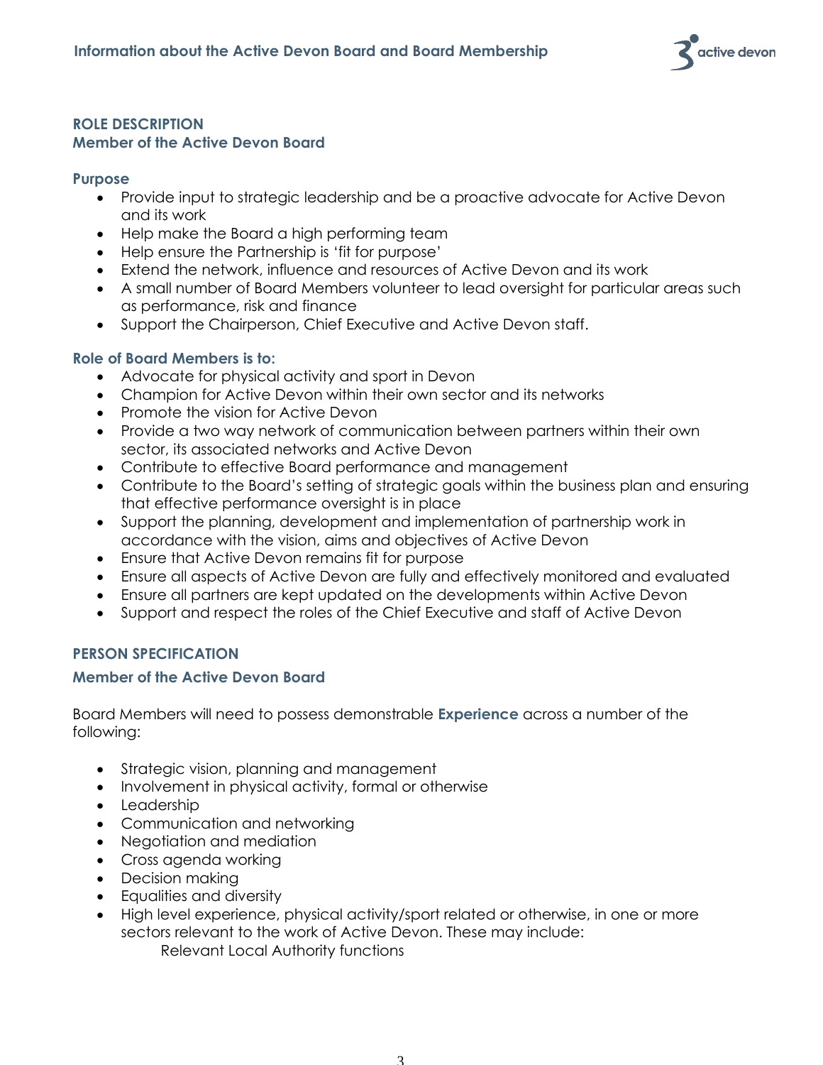## ROLE DESCRIPTION
### Member of the Active Devon Board

### Purpose

- Provide input to strategic leadership and be a proactive advocate for Active Devon and its work
- Help make the Board a high performing team
- Help ensure the Partnership is 'fit for purpose'
- Extend the network, influence and resources of Active Devon and its work
- A small number of Board Members volunteer to lead oversight for particular areas such as performance, risk and finance
- Support the Chairperson, Chief Executive and Active Devon staff.

### Role of Board Members is to:

- Advocate for physical activity and sport in Devon
- Champion for Active Devon within their own sector and its networks
- Promote the vision for Active Devon
- Provide a two way network of communication between partners within their own sector, its associated networks and Active Devon
- Contribute to effective Board performance and management
- Contribute to the Board's setting of strategic goals within the business plan and ensuring that effective performance oversight is in place
- Support the planning, development and implementation of partnership work in accordance with the vision, aims and objectives of Active Devon
- Ensure that Active Devon remains fit for purpose
- Ensure all aspects of Active Devon are fully and effectively monitored and evaluated
- Ensure all partners are kept updated on the developments within Active Devon
- Support and respect the roles of the Chief Executive and staff of Active Devon

## PERSON SPECIFICATION
### Member of the Active Devon Board

Board Members will need to possess demonstrable **Experience** across a number of the following:

- Strategic vision, planning and management
- Involvement in physical activity, formal or otherwise
- Leadership
- Communication and networking
- Negotiation and mediation
- Cross agenda working
- Decision making
- Equalities and diversity
- High level experience, physical activity/sport related or otherwise, in one or more sectors relevant to the work of Active Devon. These may include:
  
  Relevant Local Authority functions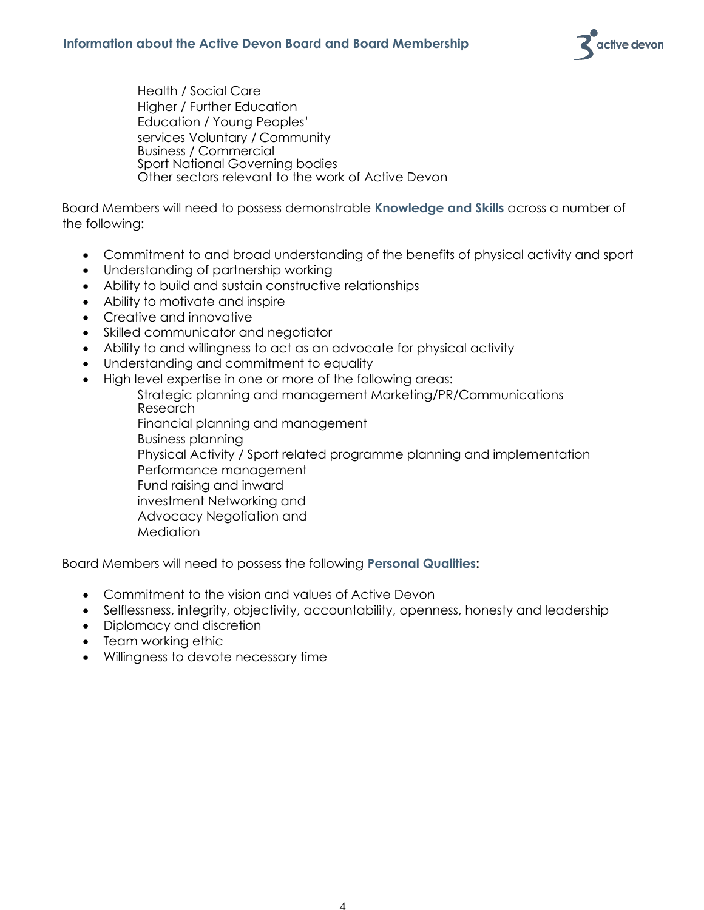Health / Social Care
Higher / Further Education
Education / Young Peoples'
services Voluntary / Community
Business / Commercial
Sport National Governing bodies
Other sectors relevant to the work of Active Devon

Board Members will need to possess demonstrable **Knowledge and Skills** across a number of the following:

- Commitment to and broad understanding of the benefits of physical activity and sport
- Understanding of partnership working
- Ability to build and sustain constructive relationships
- Ability to motivate and inspire
- Creative and innovative
- Skilled communicator and negotiator
- Ability to and willingness to act as an advocate for physical activity
- Understanding and commitment to equality
- High level expertise in one or more of the following areas:

  Strategic planning and management Marketing/PR/Communications
  Research
  Financial planning and management
  Business planning
  Physical Activity / Sport related programme planning and implementation
  Performance management
  Fund raising and inward
  investment Networking and
  Advocacy Negotiation and
  Mediation

Board Members will need to possess the following **Personal Qualities:**

- Commitment to the vision and values of Active Devon
- Selflessness, integrity, objectivity, accountability, openness, honesty and leadership
- Diplomacy and discretion
- Team working ethic
- Willingness to devote necessary time